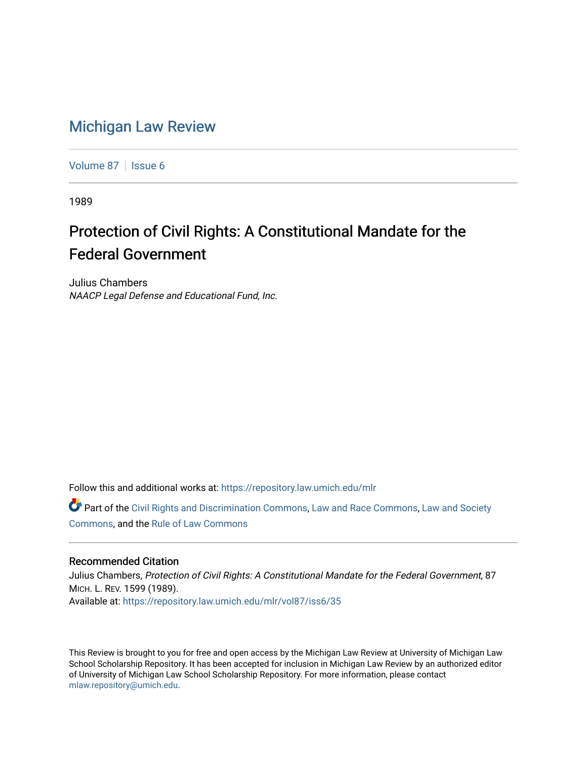# Michigan Law Review

Volume 87 | Issue 6

1989

## Protection of Civil Rights: A Constitutional Mandate for the Federal Government

Julius Chambers

*NAACP Legal Defense and Educational Fund, Inc.*

Follow this and additional works at: https://repository.law.umich.edu/mlr

Part of the Civil Rights and Discrimination Commons, Law and Race Commons, Law and Society Commons, and the Rule of Law Commons

### Recommended Citation

Julius Chambers, *Protection of Civil Rights: A Constitutional Mandate for the Federal Government*, 87 MICH. L. REV. 1599 (1989).

Available at: https://repository.law.umich.edu/mlr/vol87/iss6/35

This Review is brought to you for free and open access by the Michigan Law Review at University of Michigan Law School Scholarship Repository. It has been accepted for inclusion in Michigan Law Review by an authorized editor of University of Michigan Law School Scholarship Repository. For more information, please contact mlaw.repository@umich.edu.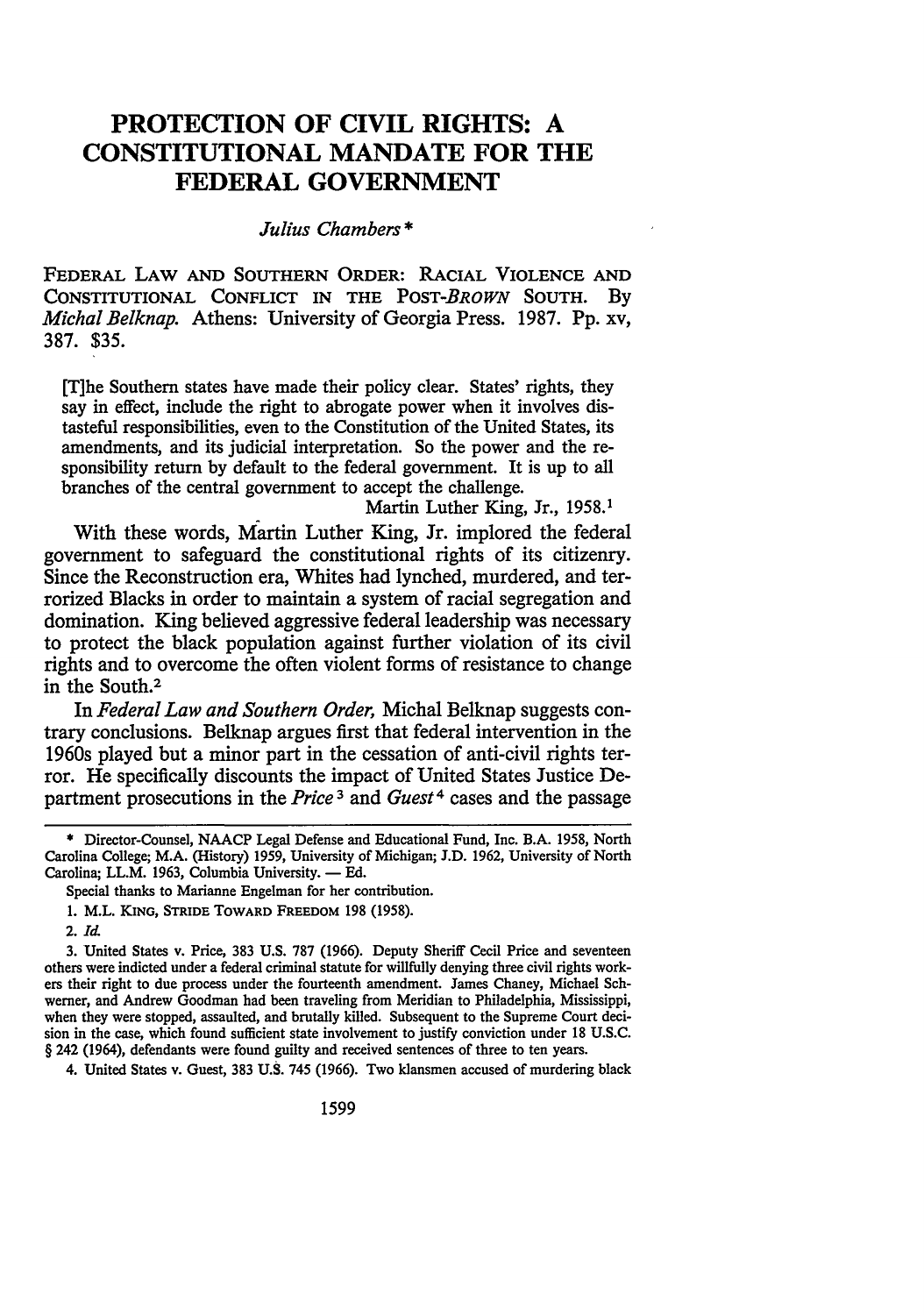# PROTECTION OF CIVIL RIGHTS: A CONSTITUTIONAL MANDATE FOR THE FEDERAL GOVERNMENT

*Julius Chambers* *

FEDERAL LAW AND SOUTHERN ORDER: RACIAL VIOLENCE AND CONSTITUTIONAL CONFLICT IN THE POST-*BROWN* SOUTH. By *Michal Belknap*. Athens: University of Georgia Press. 1987. Pp. xv, 387. $35.

> [T]he Southern states have made their policy clear. States' rights, they say in effect, include the right to abrogate power when it involves distasteful responsibilities, even to the Constitution of the United States, its amendments, and its judicial interpretation. So the power and the responsibility return by default to the federal government. It is up to all branches of the central government to accept the challenge.
>
> Martin Luther King, Jr., 1958.[1]

With these words, Martin Luther King, Jr. implored the federal government to safeguard the constitutional rights of its citizenry. Since the Reconstruction era, Whites had lynched, murdered, and terrorized Blacks in order to maintain a system of racial segregation and domination. King believed aggressive federal leadership was necessary to protect the black population against further violation of its civil rights and to overcome the often violent forms of resistance to change in the South.[2]

In *Federal Law and Southern Order,* Michal Belknap suggests contrary conclusions. Belknap argues first that federal intervention in the 1960s played but a minor part in the cessation of anti-civil rights terror. He specifically discounts the impact of United States Justice Department prosecutions in the *Price*[3] and *Guest*[4] cases and the passage

---

\* Director-Counsel, NAACP Legal Defense and Educational Fund, Inc. B.A. 1958, North Carolina College; M.A. (History) 1959, University of Michigan; J.D. 1962, University of North Carolina; LL.M. 1963, Columbia University. — Ed.

Special thanks to Marianne Engelman for her contribution.

1. M.L. KING, STRIDE TOWARD FREEDOM 198 (1958).

2. *Id.*

3. United States v. Price, 383 U.S. 787 (1966). Deputy Sheriff Cecil Price and seventeen others were indicted under a federal criminal statute for willfully denying three civil rights workers their right to due process under the fourteenth amendment. James Chaney, Michael Schwerner, and Andrew Goodman had been traveling from Meridian to Philadelphia, Mississippi, when they were stopped, assaulted, and brutally killed. Subsequent to the Supreme Court decision in the case, which found sufficient state involvement to justify conviction under 18 U.S.C. § 242 (1964), defendants were found guilty and received sentences of three to ten years.

4. United States v. Guest, 383 U.S. 745 (1966). Two klansmen accused of murdering black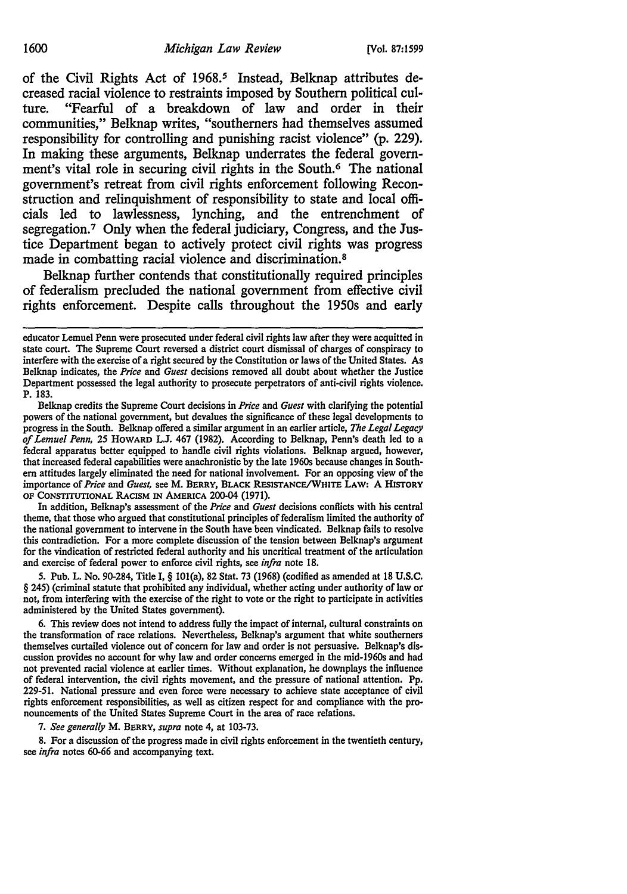of the Civil Rights Act of 1968.[5] Instead, Belknap attributes decreased racial violence to restraints imposed by Southern political culture. "Fearful of a breakdown of law and order in their communities," Belknap writes, "southerners had themselves assumed responsibility for controlling and punishing racist violence" (p. 229). In making these arguments, Belknap underrates the federal government's vital role in securing civil rights in the South.[6] The national government's retreat from civil rights enforcement following Reconstruction and relinquishment of responsibility to state and local officials led to lawlessness, lynching, and the entrenchment of segregation.[7] Only when the federal judiciary, Congress, and the Justice Department began to actively protect civil rights was progress made in combatting racial violence and discrimination.[8]

Belknap further contends that constitutionally required principles of federalism precluded the national government from effective civil rights enforcement. Despite calls throughout the 1950s and early

---

educator Lemuel Penn were prosecuted under federal civil rights law after they were acquitted in state court. The Supreme Court reversed a district court dismissal of charges of conspiracy to interfere with the exercise of a right secured by the Constitution or laws of the United States. As Belknap indicates, the *Price* and *Guest* decisions removed all doubt about whether the Justice Department possessed the legal authority to prosecute perpetrators of anti-civil rights violence. P. 183.

Belknap credits the Supreme Court decisions in *Price* and *Guest* with clarifying the potential powers of the national government, but devalues the significance of these legal developments to progress in the South. Belknap offered a similar argument in an earlier article, *The Legal Legacy of Lemuel Penn*, 25 HOWARD L.J. 467 (1982). According to Belknap, Penn's death led to a federal apparatus better equipped to handle civil rights violations. Belknap argued, however, that increased federal capabilities were anachronistic by the late 1960s because changes in Southern attitudes largely eliminated the need for national involvement. For an opposing view of the importance of *Price* and *Guest*, see M. BERRY, BLACK RESISTANCE/WHITE LAW: A HISTORY OF CONSTITUTIONAL RACISM IN AMERICA 200-04 (1971).

In addition, Belknap's assessment of the *Price* and *Guest* decisions conflicts with his central theme, that those who argued that constitutional principles of federalism limited the authority of the national government to intervene in the South have been vindicated. Belknap fails to resolve this contradiction. For a more complete discussion of the tension between Belknap's argument for the vindication of restricted federal authority and his uncritical treatment of the articulation and exercise of federal power to enforce civil rights, see *infra* note 18.

5. Pub. L. No. 90-284, Title I, § 101(a), 82 Stat. 73 (1968) (codified as amended at 18 U.S.C. § 245) (criminal statute that prohibited any individual, whether acting under authority of law or not, from interfering with the exercise of the right to vote or the right to participate in activities administered by the United States government).

6. This review does not intend to address fully the impact of internal, cultural constraints on the transformation of race relations. Nevertheless, Belknap's argument that white southerners themselves curtailed violence out of concern for law and order is not persuasive. Belknap's discussion provides no account for why law and order concerns emerged in the mid-1960s and had not prevented racial violence at earlier times. Without explanation, he downplays the influence of federal intervention, the civil rights movement, and the pressure of national attention. Pp. 229-51. National pressure and even force were necessary to achieve state acceptance of civil rights enforcement responsibilities, as well as citizen respect for and compliance with the pronouncements of the United States Supreme Court in the area of race relations.

7. *See generally* M. BERRY, *supra* note 4, at 103-73.

8. For a discussion of the progress made in civil rights enforcement in the twentieth century, see *infra* notes 60-66 and accompanying text.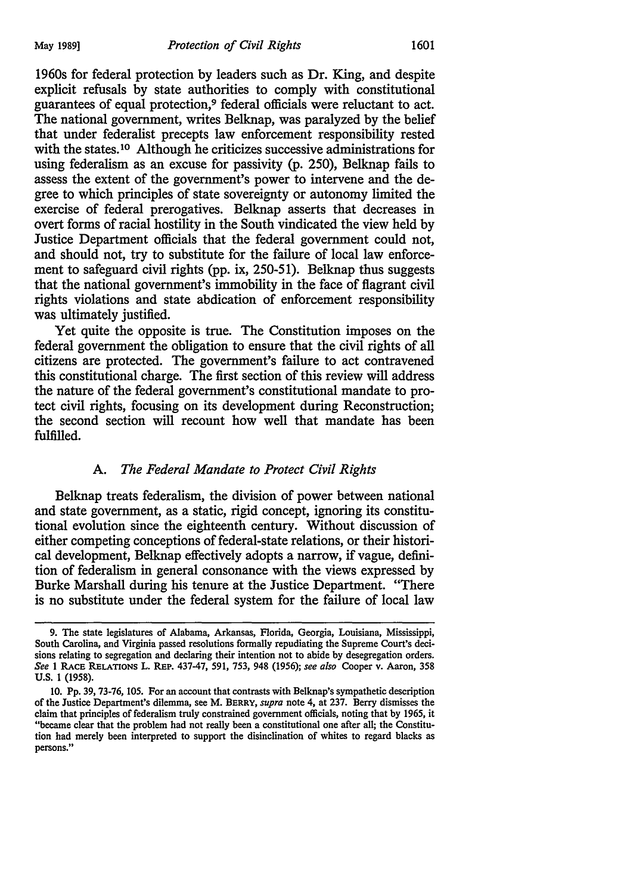1960s for federal protection by leaders such as Dr. King, and despite explicit refusals by state authorities to comply with constitutional guarantees of equal protection,[9] federal officials were reluctant to act. The national government, writes Belknap, was paralyzed by the belief that under federalist precepts law enforcement responsibility rested with the states.[10] Although he criticizes successive administrations for using federalism as an excuse for passivity (p. 250), Belknap fails to assess the extent of the government's power to intervene and the degree to which principles of state sovereignty or autonomy limited the exercise of federal prerogatives. Belknap asserts that decreases in overt forms of racial hostility in the South vindicated the view held by Justice Department officials that the federal government could not, and should not, try to substitute for the failure of local law enforcement to safeguard civil rights (pp. ix, 250-51). Belknap thus suggests that the national government's immobility in the face of flagrant civil rights violations and state abdication of enforcement responsibility was ultimately justified.

Yet quite the opposite is true. The Constitution imposes on the federal government the obligation to ensure that the civil rights of all citizens are protected. The government's failure to act contravened this constitutional charge. The first section of this review will address the nature of the federal government's constitutional mandate to protect civil rights, focusing on its development during Reconstruction; the second section will recount how well that mandate has been fulfilled.

### A. *The Federal Mandate to Protect Civil Rights*

Belknap treats federalism, the division of power between national and state government, as a static, rigid concept, ignoring its constitutional evolution since the eighteenth century. Without discussion of either competing conceptions of federal-state relations, or their historical development, Belknap effectively adopts a narrow, if vague, definition of federalism in general consonance with the views expressed by Burke Marshall during his tenure at the Justice Department. "There is no substitute under the federal system for the failure of local law

---

9. The state legislatures of Alabama, Arkansas, Florida, Georgia, Louisiana, Mississippi, South Carolina, and Virginia passed resolutions formally repudiating the Supreme Court's decisions relating to segregation and declaring their intention not to abide by desegregation orders. *See* 1 RACE RELATIONS L. REP. 437-47, 591, 753, 948 (1956); *see also* Cooper v. Aaron, 358 U.S. 1 (1958).

10. Pp. 39, 73-76, 105. For an account that contrasts with Belknap's sympathetic description of the Justice Department's dilemma, see M. BERRY, *supra* note 4, at 237. Berry dismisses the claim that principles of federalism truly constrained government officials, noting that by 1965, it "became clear that the problem had not really been a constitutional one after all; the Constitution had merely been interpreted to support the disinclination of whites to regard blacks as persons."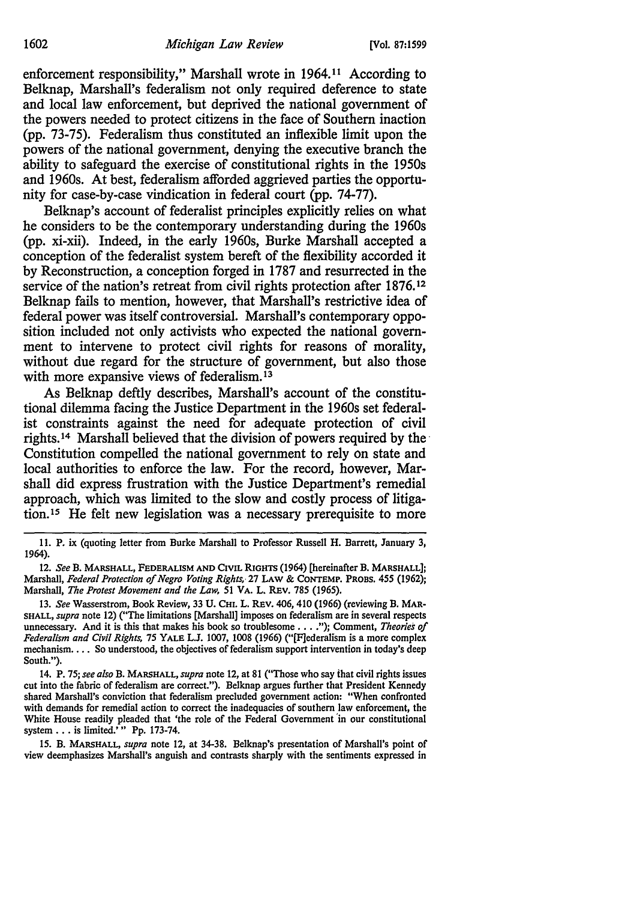enforcement responsibility," Marshall wrote in 1964.[11] According to Belknap, Marshall's federalism not only required deference to state and local law enforcement, but deprived the national government of the powers needed to protect citizens in the face of Southern inaction (pp. 73-75). Federalism thus constituted an inflexible limit upon the powers of the national government, denying the executive branch the ability to safeguard the exercise of constitutional rights in the 1950s and 1960s. At best, federalism afforded aggrieved parties the opportunity for case-by-case vindication in federal court (pp. 74-77).

Belknap's account of federalist principles explicitly relies on what he considers to be the contemporary understanding during the 1960s (pp. xi-xii). Indeed, in the early 1960s, Burke Marshall accepted a conception of the federalist system bereft of the flexibility accorded it by Reconstruction, a conception forged in 1787 and resurrected in the service of the nation's retreat from civil rights protection after 1876.[12] Belknap fails to mention, however, that Marshall's restrictive idea of federal power was itself controversial. Marshall's contemporary opposition included not only activists who expected the national government to intervene to protect civil rights for reasons of morality, without due regard for the structure of government, but also those with more expansive views of federalism.[13]

As Belknap deftly describes, Marshall's account of the constitutional dilemma facing the Justice Department in the 1960s set federalist constraints against the need for adequate protection of civil rights.[14] Marshall believed that the division of powers required by the Constitution compelled the national government to rely on state and local authorities to enforce the law. For the record, however, Marshall did express frustration with the Justice Department's remedial approach, which was limited to the slow and costly process of litigation.[15] He felt new legislation was a necessary prerequisite to more

---

11. P. ix (quoting letter from Burke Marshall to Professor Russell H. Barrett, January 3, 1964).

12. *See* B. MARSHALL, FEDERALISM AND CIVIL RIGHTS (1964) [hereinafter B. MARSHALL]; Marshall, *Federal Protection of Negro Voting Rights*, 27 LAW & CONTEMP. PROBS. 455 (1962); Marshall, *The Protest Movement and the Law*, 51 VA. L. REV. 785 (1965).

13. *See* Wasserstrom, Book Review, 33 U. CHI. L. REV. 406, 410 (1966) (reviewing B. MARSHALL, *supra* note 12) ("The limitations [Marshall] imposes on federalism are in several respects unnecessary. And it is this that makes his book so troublesome . . . ."); Comment, *Theories of Federalism and Civil Rights*, 75 YALE L.J. 1007, 1008 (1966) ("[F]ederalism is a more complex mechanism. . . . So understood, the objectives of federalism support intervention in today's deep South.").

14. P. 75; *see also* B. MARSHALL, *supra* note 12, at 81 ("Those who say that civil rights issues cut into the fabric of federalism are correct."). Belknap argues further that President Kennedy shared Marshall's conviction that federalism precluded government action: "When confronted with demands for remedial action to correct the inadequacies of southern law enforcement, the White House readily pleaded that 'the role of the Federal Government in our constitutional system . . . is limited.'" Pp. 173-74.

15. B. MARSHALL, *supra* note 12, at 34-38. Belknap's presentation of Marshall's point of view deemphasizes Marshall's anguish and contrasts sharply with the sentiments expressed in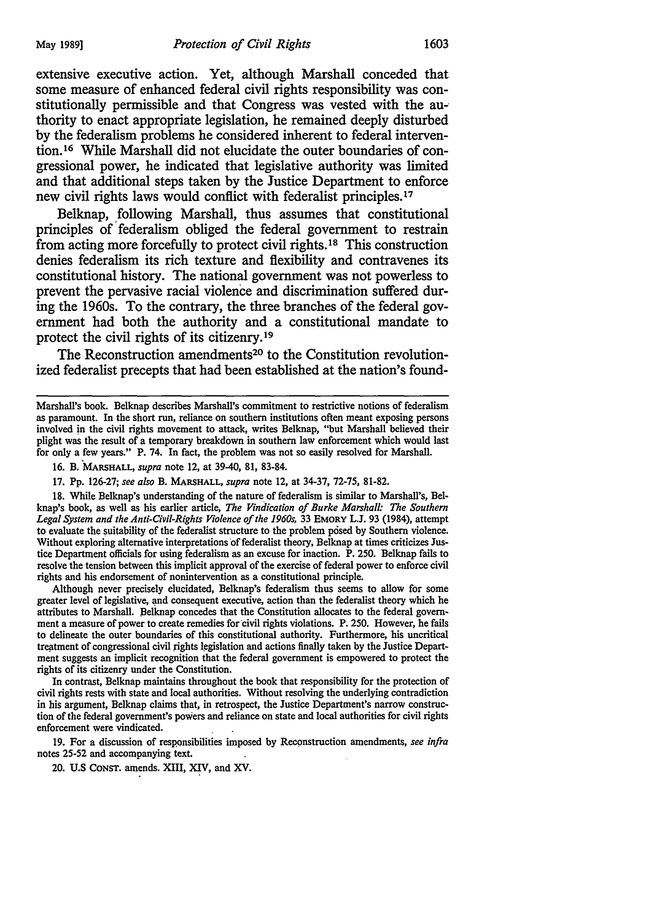extensive executive action. Yet, although Marshall conceded that some measure of enhanced federal civil rights responsibility was constitutionally permissible and that Congress was vested with the authority to enact appropriate legislation, he remained deeply disturbed by the federalism problems he considered inherent to federal intervention.[16] While Marshall did not elucidate the outer boundaries of congressional power, he indicated that legislative authority was limited and that additional steps taken by the Justice Department to enforce new civil rights laws would conflict with federalist principles.[17]

Belknap, following Marshall, thus assumes that constitutional principles of federalism obliged the federal government to restrain from acting more forcefully to protect civil rights.[18] This construction denies federalism its rich texture and flexibility and contravenes its constitutional history. The national government was not powerless to prevent the pervasive racial violence and discrimination suffered during the 1960s. To the contrary, the three branches of the federal government had both the authority and a constitutional mandate to protect the civil rights of its citizenry.[19]

The Reconstruction amendments[20] to the Constitution revolutionized federalist precepts that had been established at the nation's found-

---

Marshall's book. Belknap describes Marshall's commitment to restrictive notions of federalism as paramount. In the short run, reliance on southern institutions often meant exposing persons involved in the civil rights movement to attack, writes Belknap, "but Marshall believed their plight was the result of a temporary breakdown in southern law enforcement which would last for only a few years." P. 74. In fact, the problem was not so easily resolved for Marshall.

16. B. MARSHALL, *supra* note 12, at 39-40, 81, 83-84.

17. Pp. 126-27; *see also* B. MARSHALL, *supra* note 12, at 34-37, 72-75, 81-82.

18. While Belknap's understanding of the nature of federalism is similar to Marshall's, Belknap's book, as well as his earlier article, *The Vindication of Burke Marshall: The Southern Legal System and the Anti-Civil-Rights Violence of the 1960s*, 33 EMORY L.J. 93 (1984), attempt to evaluate the suitability of the federalist structure to the problem posed by Southern violence. Without exploring alternative interpretations of federalist theory, Belknap at times criticizes Justice Department officials for using federalism as an excuse for inaction. P. 250. Belknap fails to resolve the tension between this implicit approval of the exercise of federal power to enforce civil rights and his endorsement of nonintervention as a constitutional principle.

Although never precisely elucidated, Belknap's federalism thus seems to allow for some greater level of legislative, and consequent executive, action than the federalist theory which he attributes to Marshall. Belknap concedes that the Constitution allocates to the federal government a measure of power to create remedies for civil rights violations. P. 250. However, he fails to delineate the outer boundaries of this constitutional authority. Furthermore, his uncritical treatment of congressional civil rights legislation and actions finally taken by the Justice Department suggests an implicit recognition that the federal government is empowered to protect the rights of its citizenry under the Constitution.

In contrast, Belknap maintains throughout the book that responsibility for the protection of civil rights rests with state and local authorities. Without resolving the underlying contradiction in his argument, Belknap claims that, in retrospect, the Justice Department's narrow construction of the federal government's powers and reliance on state and local authorities for civil rights enforcement were vindicated.

19. For a discussion of responsibilities imposed by Reconstruction amendments, *see infra* notes 25-52 and accompanying text.

20. U.S CONST. amends. XIII, XIV, and XV.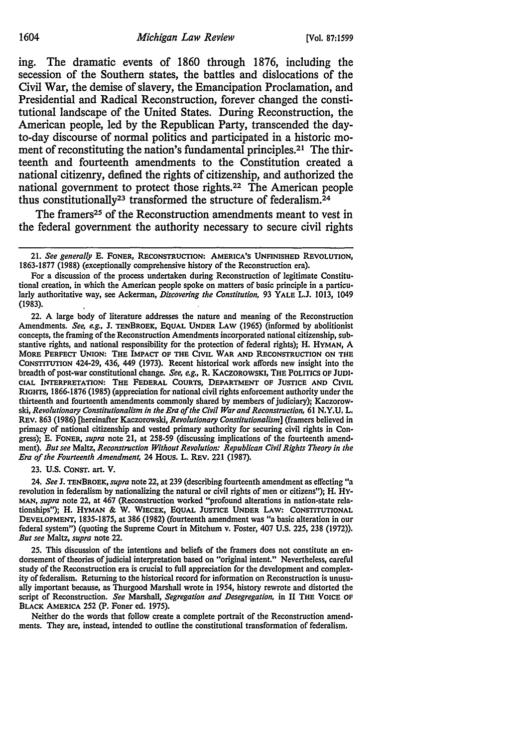ing. The dramatic events of 1860 through 1876, including the secession of the Southern states, the battles and dislocations of the Civil War, the demise of slavery, the Emancipation Proclamation, and Presidential and Radical Reconstruction, forever changed the constitutional landscape of the United States. During Reconstruction, the American people, led by the Republican Party, transcended the day-to-day discourse of normal politics and participated in a historic moment of reconstituting the nation's fundamental principles.[21] The thirteenth and fourteenth amendments to the Constitution created a national citizenry, defined the rights of citizenship, and authorized the national government to protect those rights.[22] The American people thus constitutionally[23] transformed the structure of federalism.[24]

The framers[25] of the Reconstruction amendments meant to vest in the federal government the authority necessary to secure civil rights

---

21. *See generally* E. FONER, RECONSTRUCTION: AMERICA'S UNFINISHED REVOLUTION, 1863-1877 (1988) (exceptionally comprehensive history of the Reconstruction era).

For a discussion of the process undertaken during Reconstruction of legitimate Constitutional creation, in which the American people spoke on matters of basic principle in a particularly authoritative way, see Ackerman, *Discovering the Constitution,* 93 YALE L.J. 1013, 1049 (1983).

22. A large body of literature addresses the nature and meaning of the Reconstruction Amendments. *See, e.g.,* J. TENBROEK, EQUAL UNDER LAW (1965) (informed by abolitionist concepts, the framing of the Reconstruction Amendments incorporated national citizenship, substantive rights, and national responsibility for the protection of federal rights); H. HYMAN, A MORE PERFECT UNION: THE IMPACT OF THE CIVIL WAR AND RECONSTRUCTION ON THE CONSTITUTION 424-29, 436, 449 (1973). Recent historical work affords new insight into the breadth of post-war constitutional change. *See, e.g.,* R. KACZOROWSKI, THE POLITICS OF JUDICIAL INTERPRETATION: THE FEDERAL COURTS, DEPARTMENT OF JUSTICE AND CIVIL RIGHTS, 1866-1876 (1985) (appreciation for national civil rights enforcement authority under the thirteenth and fourteenth amendments commonly shared by members of judiciary); Kaczorowski, *Revolutionary Constitutionalism in the Era of the Civil War and Reconstruction,* 61 N.Y.U. L. REV. 863 (1986) [hereinafter Kaczorowski, *Revolutionary Constitutionalism*] (framers believed in primacy of national citizenship and vested primary authority for securing civil rights in Congress); E. FONER, *supra* note 21, at 258-59 (discussing implications of the fourteenth amendment). *But see* Maltz, *Reconstruction Without Revolution: Republican Civil Rights Theory in the Era of the Fourteenth Amendment,* 24 HOUS. L. REV. 221 (1987).

23. U.S. CONST. art. V.

24. *See* J. TENBROEK, *supra* note 22, at 239 (describing fourteenth amendment as effecting "a revolution in federalism by nationalizing the natural or civil rights of men or citizens"); H. HYMAN, *supra* note 22, at 467 (Reconstruction worked "profound alterations in nation-state relationships"); H. HYMAN & W. WIECEK, EQUAL JUSTICE UNDER LAW: CONSTITUTIONAL DEVELOPMENT, 1835-1875, at 386 (1982) (fourteenth amendment was "a basic alteration in our federal system") (quoting the Supreme Court in Mitchum v. Foster, 407 U.S. 225, 238 (1972)). *But see* Maltz, *supra* note 22.

25. This discussion of the intentions and beliefs of the framers does not constitute an endorsement of theories of judicial interpretation based on "original intent." Nevertheless, careful study of the Reconstruction era is crucial to full appreciation for the development and complexity of federalism. Returning to the historical record for information on Reconstruction is unusually important because, as Thurgood Marshall wrote in 1954, history rewrote and distorted the script of Reconstruction. *See* Marshall, *Segregation and Desegregation,* in II THE VOICE OF BLACK AMERICA 252 (P. Foner ed. 1975).

Neither do the words that follow create a complete portrait of the Reconstruction amendments. They are, instead, intended to outline the constitutional transformation of federalism.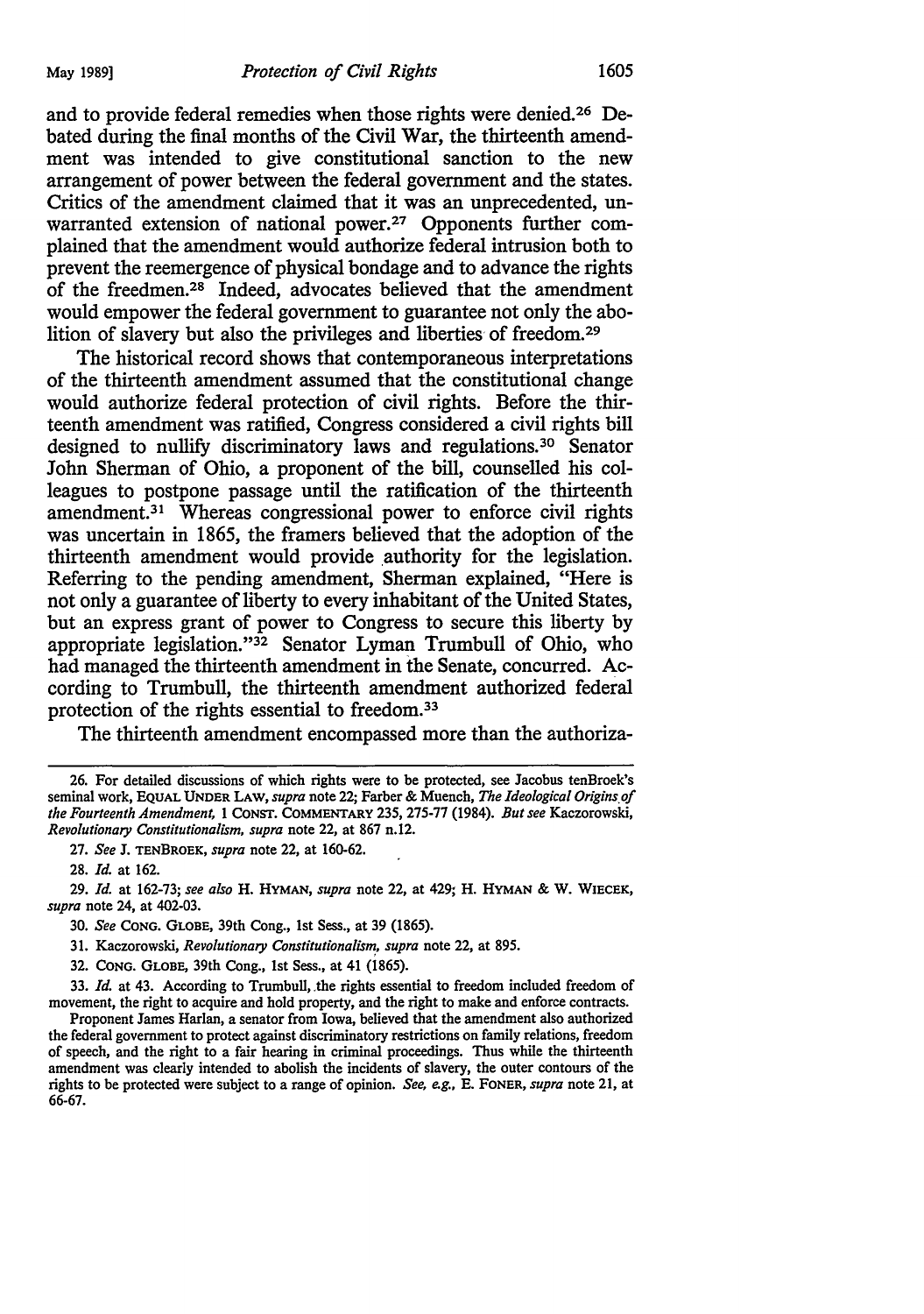and to provide federal remedies when those rights were denied.[26] Debated during the final months of the Civil War, the thirteenth amendment was intended to give constitutional sanction to the new arrangement of power between the federal government and the states. Critics of the amendment claimed that it was an unprecedented, unwarranted extension of national power.[27] Opponents further complained that the amendment would authorize federal intrusion both to prevent the reemergence of physical bondage and to advance the rights of the freedmen.[28] Indeed, advocates believed that the amendment would empower the federal government to guarantee not only the abolition of slavery but also the privileges and liberties of freedom.[29]

The historical record shows that contemporaneous interpretations of the thirteenth amendment assumed that the constitutional change would authorize federal protection of civil rights. Before the thirteenth amendment was ratified, Congress considered a civil rights bill designed to nullify discriminatory laws and regulations.[30] Senator John Sherman of Ohio, a proponent of the bill, counselled his colleagues to postpone passage until the ratification of the thirteenth amendment.[31] Whereas congressional power to enforce civil rights was uncertain in 1865, the framers believed that the adoption of the thirteenth amendment would provide authority for the legislation. Referring to the pending amendment, Sherman explained, "Here is not only a guarantee of liberty to every inhabitant of the United States, but an express grant of power to Congress to secure this liberty by appropriate legislation."[32] Senator Lyman Trumbull of Ohio, who had managed the thirteenth amendment in the Senate, concurred. According to Trumbull, the thirteenth amendment authorized federal protection of the rights essential to freedom.[33]

The thirteenth amendment encompassed more than the authoriza-

---

26. For detailed discussions of which rights were to be protected, see Jacobus tenBroek's seminal work, EQUAL UNDER LAW, *supra* note 22; Farber & Muench, *The Ideological Origins of the Fourteenth Amendment*, 1 CONST. COMMENTARY 235, 275-77 (1984). *But see* Kaczorowski, *Revolutionary Constitutionalism*, *supra* note 22, at 867 n.12.

27. *See* J. TENBROEK, *supra* note 22, at 160-62.

28. *Id.* at 162.

29. *Id.* at 162-73; *see also* H. HYMAN, *supra* note 22, at 429; H. HYMAN & W. WIECEK, *supra* note 24, at 402-03.

30. *See* CONG. GLOBE, 39th Cong., 1st Sess., at 39 (1865).

31. Kaczorowski, *Revolutionary Constitutionalism*, *supra* note 22, at 895.

32. CONG. GLOBE, 39th Cong., 1st Sess., at 41 (1865).

33. *Id.* at 43. According to Trumbull, the rights essential to freedom included freedom of movement, the right to acquire and hold property, and the right to make and enforce contracts.

Proponent James Harlan, a senator from Iowa, believed that the amendment also authorized the federal government to protect against discriminatory restrictions on family relations, freedom of speech, and the right to a fair hearing in criminal proceedings. Thus while the thirteenth amendment was clearly intended to abolish the incidents of slavery, the outer contours of the rights to be protected were subject to a range of opinion. *See, e.g.*, E. FONER, *supra* note 21, at 66-67.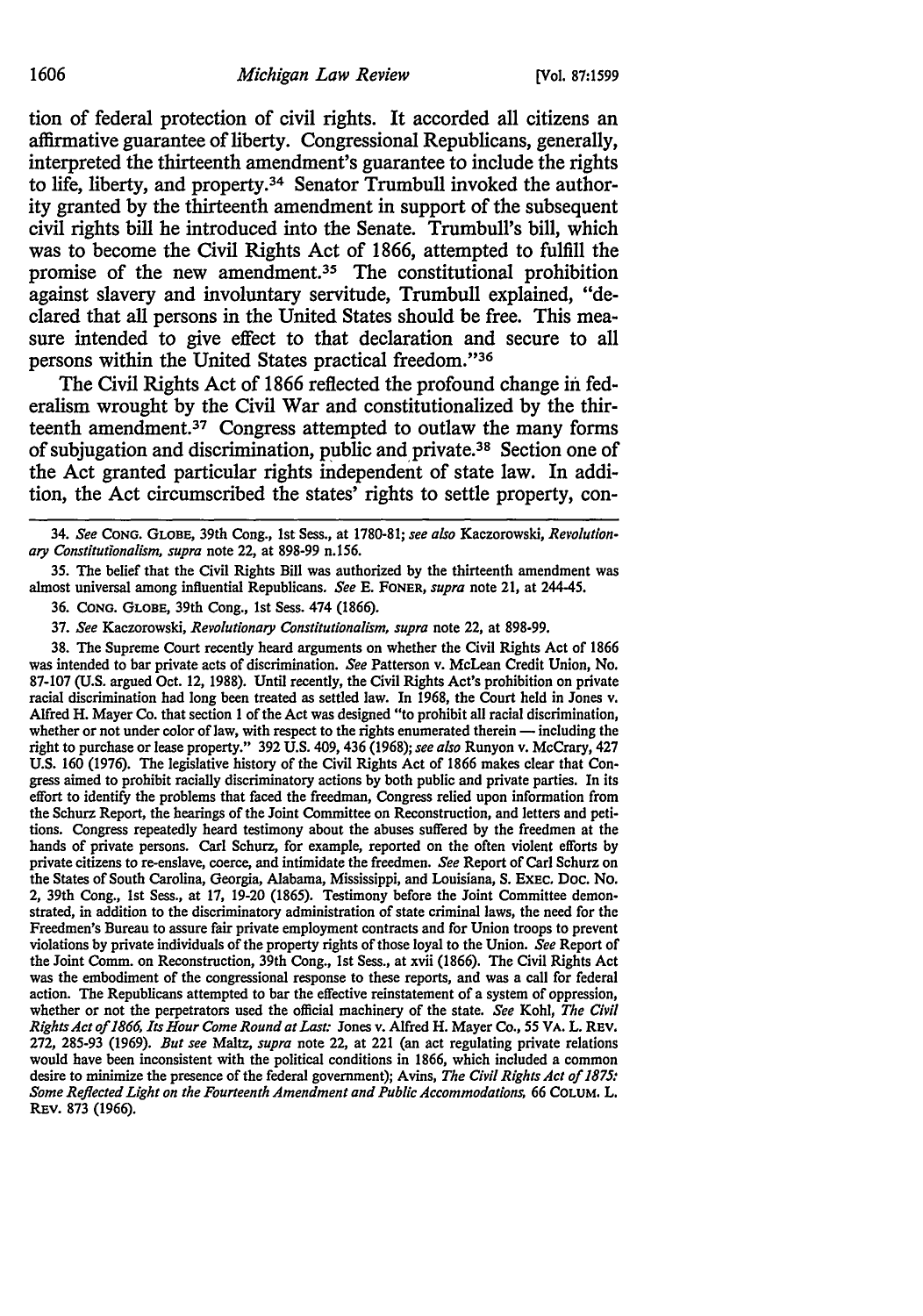tion of federal protection of civil rights. It accorded all citizens an affirmative guarantee of liberty. Congressional Republicans, generally, interpreted the thirteenth amendment's guarantee to include the rights to life, liberty, and property.[34] Senator Trumbull invoked the authority granted by the thirteenth amendment in support of the subsequent civil rights bill he introduced into the Senate. Trumbull's bill, which was to become the Civil Rights Act of 1866, attempted to fulfill the promise of the new amendment.[35] The constitutional prohibition against slavery and involuntary servitude, Trumbull explained, "declared that all persons in the United States should be free. This measure intended to give effect to that declaration and secure to all persons within the United States practical freedom."[36]

The Civil Rights Act of 1866 reflected the profound change in federalism wrought by the Civil War and constitutionalized by the thirteenth amendment.[37] Congress attempted to outlaw the many forms of subjugation and discrimination, public and private.[38] Section one of the Act granted particular rights independent of state law. In addition, the Act circumscribed the states' rights to settle property, con-

34. *See* CONG. GLOBE, 39th Cong., 1st Sess., at 1780-81; *see also* Kaczorowski, *Revolutionary Constitutionalism*, *supra* note 22, at 898-99 n.156.

35. The belief that the Civil Rights Bill was authorized by the thirteenth amendment was almost universal among influential Republicans. *See* E. FONER, *supra* note 21, at 244-45.

36. CONG. GLOBE, 39th Cong., 1st Sess. 474 (1866).

37. *See* Kaczorowski, *Revolutionary Constitutionalism*, *supra* note 22, at 898-99.

38. The Supreme Court recently heard arguments on whether the Civil Rights Act of 1866 was intended to bar private acts of discrimination. *See* Patterson v. McLean Credit Union, No. 87-107 (U.S. argued Oct. 12, 1988). Until recently, the Civil Rights Act's prohibition on private racial discrimination had long been treated as settled law. In 1968, the Court held in Jones v. Alfred H. Mayer Co. that section 1 of the Act was designed "to prohibit all racial discrimination, whether or not under color of law, with respect to the rights enumerated therein — including the right to purchase or lease property." 392 U.S. 409, 436 (1968); *see also* Runyon v. McCrary, 427 U.S. 160 (1976). The legislative history of the Civil Rights Act of 1866 makes clear that Congress aimed to prohibit racially discriminatory actions by both public and private parties. In its effort to identify the problems that faced the freedman, Congress relied upon information from the Schurz Report, the hearings of the Joint Committee on Reconstruction, and letters and petitions. Congress repeatedly heard testimony about the abuses suffered by the freedmen at the hands of private persons. Carl Schurz, for example, reported on the often violent efforts by private citizens to re-enslave, coerce, and intimidate the freedmen. *See* Report of Carl Schurz on the States of South Carolina, Georgia, Alabama, Mississippi, and Louisiana, S. EXEC. DOC. NO. 2, 39th Cong., 1st Sess., at 17, 19-20 (1865). Testimony before the Joint Committee demonstrated, in addition to the discriminatory administration of state criminal laws, the need for the Freedmen's Bureau to assure fair private employment contracts and for Union troops to prevent violations by private individuals of the property rights of those loyal to the Union. *See* Report of the Joint Comm. on Reconstruction, 39th Cong., 1st Sess., at xvii (1866). The Civil Rights Act was the embodiment of the congressional response to these reports, and was a call for federal action. The Republicans attempted to bar the effective reinstatement of a system of oppression, whether or not the perpetrators used the official machinery of the state. *See* Kohl, *The Civil Rights Act of 1866, Its Hour Come Round at Last:* Jones v. Alfred H. Mayer Co., 55 VA. L. REV. 272, 285-93 (1969). *But see* Maltz, *supra* note 22, at 221 (an act regulating private relations would have been inconsistent with the political conditions in 1866, which included a common desire to minimize the presence of the federal government); Avins, *The Civil Rights Act of 1875: Some Reflected Light on the Fourteenth Amendment and Public Accommodations*, 66 COLUM. L. REV. 873 (1966).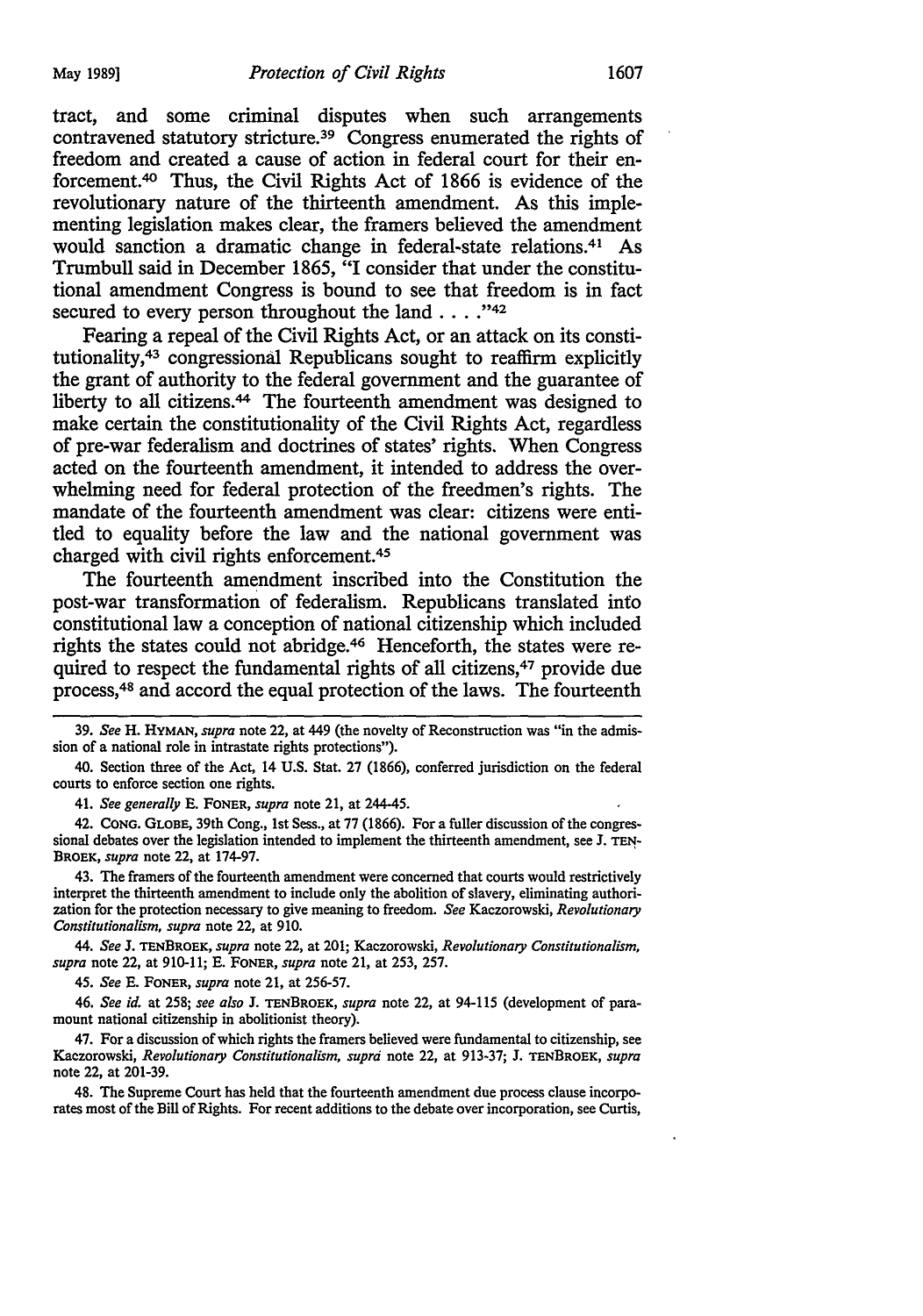tract, and some criminal disputes when such arrangements contravened statutory stricture.[39] Congress enumerated the rights of freedom and created a cause of action in federal court for their enforcement.[40] Thus, the Civil Rights Act of 1866 is evidence of the revolutionary nature of the thirteenth amendment. As this implementing legislation makes clear, the framers believed the amendment would sanction a dramatic change in federal-state relations.[41] As Trumbull said in December 1865, "I consider that under the constitutional amendment Congress is bound to see that freedom is in fact secured to every person throughout the land . . . ."[42]

Fearing a repeal of the Civil Rights Act, or an attack on its constitutionality,[43] congressional Republicans sought to reaffirm explicitly the grant of authority to the federal government and the guarantee of liberty to all citizens.[44] The fourteenth amendment was designed to make certain the constitutionality of the Civil Rights Act, regardless of pre-war federalism and doctrines of states' rights. When Congress acted on the fourteenth amendment, it intended to address the overwhelming need for federal protection of the freedmen's rights. The mandate of the fourteenth amendment was clear: citizens were entitled to equality before the law and the national government was charged with civil rights enforcement.[45]

The fourteenth amendment inscribed into the Constitution the post-war transformation of federalism. Republicans translated into constitutional law a conception of national citizenship which included rights the states could not abridge.[46] Henceforth, the states were required to respect the fundamental rights of all citizens,[47] provide due process,[48] and accord the equal protection of the laws. The fourteenth

---

39. *See* H. HYMAN, *supra* note 22, at 449 (the novelty of Reconstruction was "in the admission of a national role in intrastate rights protections").

40. Section three of the Act, 14 U.S. Stat. 27 (1866), conferred jurisdiction on the federal courts to enforce section one rights.

41. *See generally* E. FONER, *supra* note 21, at 244-45.

42. CONG. GLOBE, 39th Cong., 1st Sess., at 77 (1866). For a fuller discussion of the congressional debates over the legislation intended to implement the thirteenth amendment, see J. TENBROEK, *supra* note 22, at 174-97.

43. The framers of the fourteenth amendment were concerned that courts would restrictively interpret the thirteenth amendment to include only the abolition of slavery, eliminating authorization for the protection necessary to give meaning to freedom. *See* Kaczorowski, *Revolutionary Constitutionalism, supra* note 22, at 910.

44. *See* J. TENBROEK, *supra* note 22, at 201; Kaczorowski, *Revolutionary Constitutionalism, supra* note 22, at 910-11; E. FONER, *supra* note 21, at 253, 257.

45. *See* E. FONER, *supra* note 21, at 256-57.

46. *See id.* at 258; *see also* J. TENBROEK, *supra* note 22, at 94-115 (development of paramount national citizenship in abolitionist theory).

47. For a discussion of which rights the framers believed were fundamental to citizenship, see Kaczorowski, *Revolutionary Constitutionalism, supra* note 22, at 913-37; J. TENBROEK, *supra* note 22, at 201-39.

48. The Supreme Court has held that the fourteenth amendment due process clause incorporates most of the Bill of Rights. For recent additions to the debate over incorporation, see Curtis,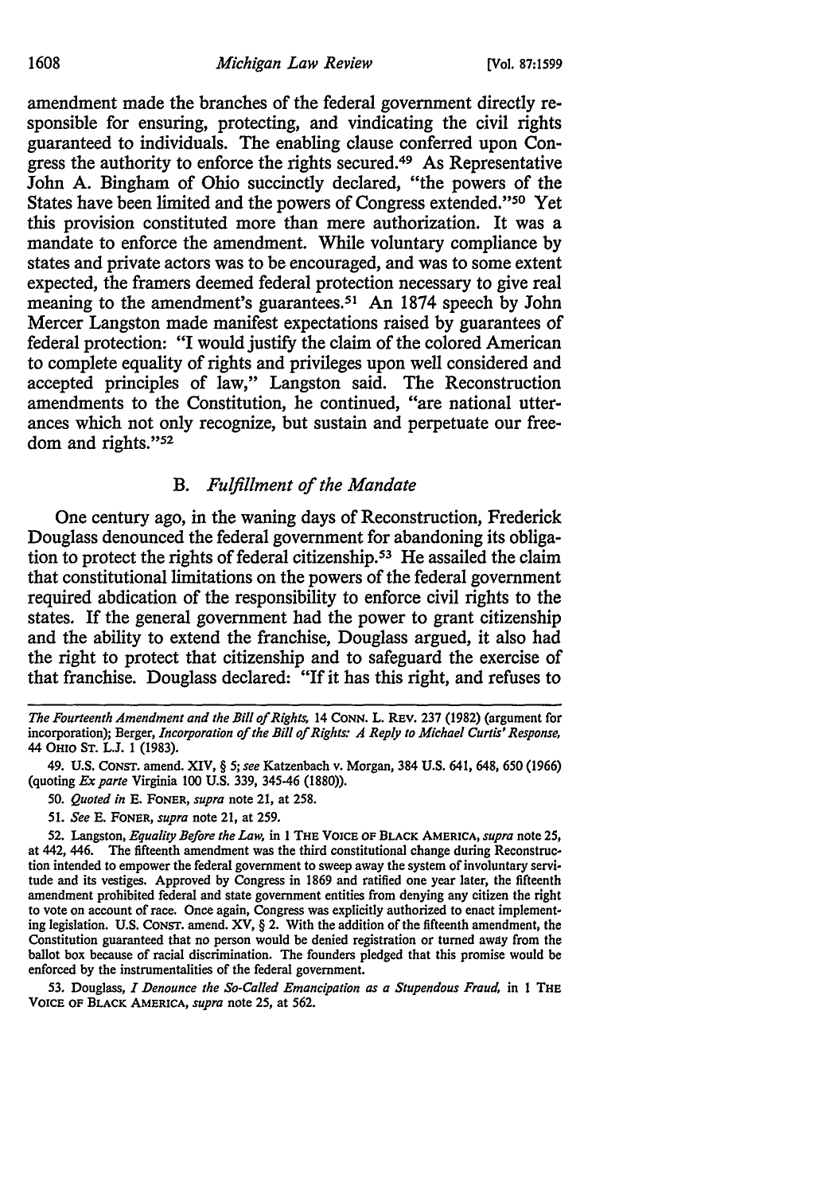amendment made the branches of the federal government directly responsible for ensuring, protecting, and vindicating the civil rights guaranteed to individuals. The enabling clause conferred upon Congress the authority to enforce the rights secured.[49] As Representative John A. Bingham of Ohio succinctly declared, "the powers of the States have been limited and the powers of Congress extended."[50] Yet this provision constituted more than mere authorization. It was a mandate to enforce the amendment. While voluntary compliance by states and private actors was to be encouraged, and was to some extent expected, the framers deemed federal protection necessary to give real meaning to the amendment's guarantees.[51] An 1874 speech by John Mercer Langston made manifest expectations raised by guarantees of federal protection: "I would justify the claim of the colored American to complete equality of rights and privileges upon well considered and accepted principles of law," Langston said. The Reconstruction amendments to the Constitution, he continued, "are national utterances which not only recognize, but sustain and perpetuate our freedom and rights."[52]

### B. *Fulfillment of the Mandate*

One century ago, in the waning days of Reconstruction, Frederick Douglass denounced the federal government for abandoning its obligation to protect the rights of federal citizenship.[53] He assailed the claim that constitutional limitations on the powers of the federal government required abdication of the responsibility to enforce civil rights to the states. If the general government had the power to grant citizenship and the ability to extend the franchise, Douglass argued, it also had the right to protect that citizenship and to safeguard the exercise of that franchise. Douglass declared: "If it has this right, and refuses to

---

*The Fourteenth Amendment and the Bill of Rights*, 14 CONN. L. REV. 237 (1982) (argument for incorporation); Berger, *Incorporation of the Bill of Rights: A Reply to Michael Curtis' Response*, 44 OHIO ST. L.J. 1 (1983).

49. U.S. CONST. amend. XIV, § 5; *see* Katzenbach v. Morgan, 384 U.S. 641, 648, 650 (1966) (quoting *Ex parte* Virginia 100 U.S. 339, 345-46 (1880)).

50. *Quoted in* E. FONER, *supra* note 21, at 258.

51. *See* E. FONER, *supra* note 21, at 259.

52. Langston, *Equality Before the Law*, in 1 THE VOICE OF BLACK AMERICA, *supra* note 25, at 442, 446. The fifteenth amendment was the third constitutional change during Reconstruction intended to empower the federal government to sweep away the system of involuntary servitude and its vestiges. Approved by Congress in 1869 and ratified one year later, the fifteenth amendment prohibited federal and state government entities from denying any citizen the right to vote on account of race. Once again, Congress was explicitly authorized to enact implementing legislation. U.S. CONST. amend. XV, § 2. With the addition of the fifteenth amendment, the Constitution guaranteed that no person would be denied registration or turned away from the ballot box because of racial discrimination. The founders pledged that this promise would be enforced by the instrumentalities of the federal government.

53. Douglass, *I Denounce the So-Called Emancipation as a Stupendous Fraud*, in 1 THE VOICE OF BLACK AMERICA, *supra* note 25, at 562.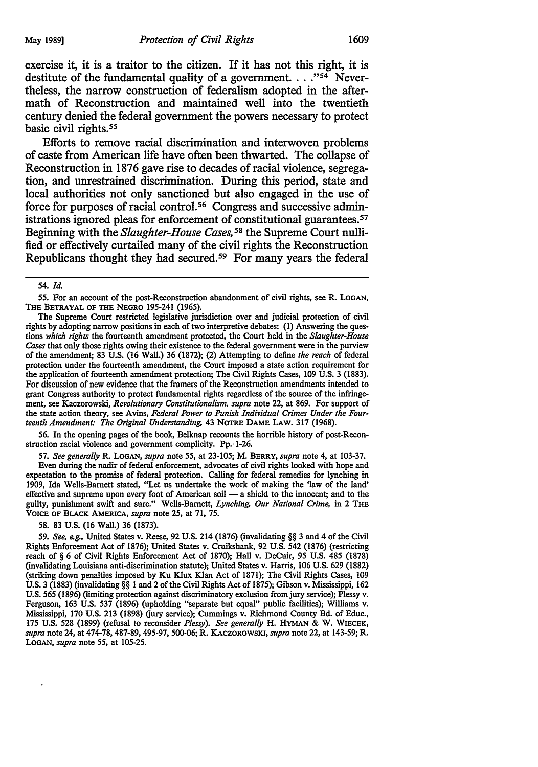exercise it, it is a traitor to the citizen. If it has not this right, it is destitute of the fundamental quality of a government. . . ."[54] Nevertheless, the narrow construction of federalism adopted in the aftermath of Reconstruction and maintained well into the twentieth century denied the federal government the powers necessary to protect basic civil rights.[55]

Efforts to remove racial discrimination and interwoven problems of caste from American life have often been thwarted. The collapse of Reconstruction in 1876 gave rise to decades of racial violence, segregation, and unrestrained discrimination. During this period, state and local authorities not only sanctioned but also engaged in the use of force for purposes of racial control.[56] Congress and successive administrations ignored pleas for enforcement of constitutional guarantees.[57] Beginning with the *Slaughter-House Cases*,[58] the Supreme Court nullified or effectively curtailed many of the civil rights the Reconstruction Republicans thought they had secured.[59] For many years the federal

---

54. *Id.*

55. For an account of the post-Reconstruction abandonment of civil rights, see R. LOGAN, THE BETRAYAL OF THE NEGRO 195-241 (1965).

The Supreme Court restricted legislative jurisdiction over and judicial protection of civil rights by adopting narrow positions in each of two interpretive debates: (1) Answering the questions *which rights* the fourteenth amendment protected, the Court held in the *Slaughter-House Cases* that only those rights owing their existence to the federal government were in the purview of the amendment; 83 U.S. (16 Wall.) 36 (1872); (2) Attempting to define *the reach* of federal protection under the fourteenth amendment, the Court imposed a state action requirement for the application of fourteenth amendment protection; The Civil Rights Cases, 109 U.S. 3 (1883). For discussion of new evidence that the framers of the Reconstruction amendments intended to grant Congress authority to protect fundamental rights regardless of the source of the infringement, see Kaczorowski, *Revolutionary Constitutionalism*, *supra* note 22, at 869. For support of the state action theory, see Avins, *Federal Power to Punish Individual Crimes Under the Fourteenth Amendment: The Original Understanding*, 43 NOTRE DAME LAW. 317 (1968).

56. In the opening pages of the book, Belknap recounts the horrible history of post-Reconstruction racial violence and government complicity. Pp. 1-26.

57. *See generally* R. LOGAN, *supra* note 55, at 23-105; M. BERRY, *supra* note 4, at 103-37.

Even during the nadir of federal enforcement, advocates of civil rights looked with hope and expectation to the promise of federal protection. Calling for federal remedies for lynching in 1909, Ida Wells-Barnett stated, "Let us undertake the work of making the 'law of the land' effective and supreme upon every foot of American soil — a shield to the innocent; and to the guilty, punishment swift and sure." Wells-Barnett, *Lynching, Our National Crime*, in 2 THE VOICE OF BLACK AMERICA, *supra* note 25, at 71, 75.

58. 83 U.S. (16 Wall.) 36 (1873).

59. *See, e.g.*, United States v. Reese, 92 U.S. 214 (1876) (invalidating §§ 3 and 4 of the Civil Rights Enforcement Act of 1876); United States v. Cruikshank, 92 U.S. 542 (1876) (restricting reach of § 6 of Civil Rights Enforcement Act of 1870); Hall v. DeCuir, 95 U.S. 485 (1878) (invalidating Louisiana anti-discrimination statute); United States v. Harris, 106 U.S. 629 (1882) (striking down penalties imposed by Ku Klux Klan Act of 1871); The Civil Rights Cases, 109 U.S. 3 (1883) (invalidating §§ 1 and 2 of the Civil Rights Act of 1875); Gibson v. Mississippi, 162 U.S. 565 (1896) (limiting protection against discriminatory exclusion from jury service); Plessy v. Ferguson, 163 U.S. 537 (1896) (upholding "separate but equal" public facilities); Williams v. Mississippi, 170 U.S. 213 (1898) (jury service); Cummings v. Richmond County Bd. of Educ., 175 U.S. 528 (1899) (refusal to reconsider *Plessy*). *See generally* H. HYMAN & W. WIECEK, *supra* note 24, at 474-78, 487-89, 495-97, 500-06; R. KACZOROWSKI, *supra* note 22, at 143-59; R. LOGAN, *supra* note 55, at 105-25.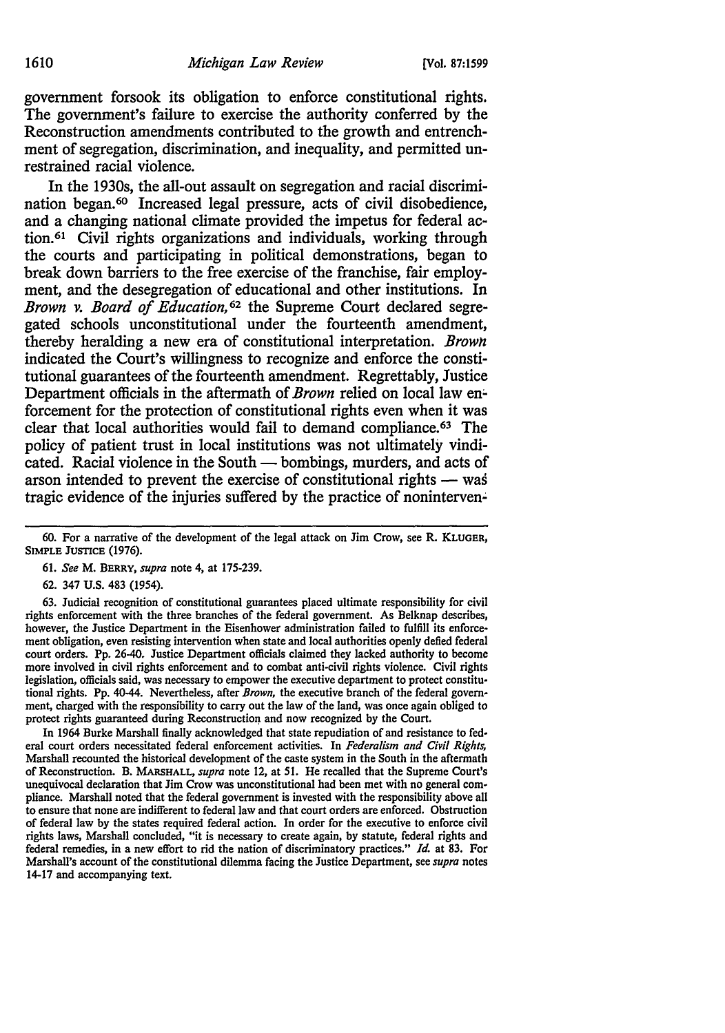government forsook its obligation to enforce constitutional rights. The government's failure to exercise the authority conferred by the Reconstruction amendments contributed to the growth and entrenchment of segregation, discrimination, and inequality, and permitted unrestrained racial violence.

In the 1930s, the all-out assault on segregation and racial discrimination began.[60] Increased legal pressure, acts of civil disobedience, and a changing national climate provided the impetus for federal action.[61] Civil rights organizations and individuals, working through the courts and participating in political demonstrations, began to break down barriers to the free exercise of the franchise, fair employment, and the desegregation of educational and other institutions. In *Brown v. Board of Education,*[62] the Supreme Court declared segregated schools unconstitutional under the fourteenth amendment, thereby heralding a new era of constitutional interpretation. *Brown* indicated the Court's willingness to recognize and enforce the constitutional guarantees of the fourteenth amendment. Regrettably, Justice Department officials in the aftermath of *Brown* relied on local law enforcement for the protection of constitutional rights even when it was clear that local authorities would fail to demand compliance.[63] The policy of patient trust in local institutions was not ultimately vindicated. Racial violence in the South — bombings, murders, and acts of arson intended to prevent the exercise of constitutional rights — was tragic evidence of the injuries suffered by the practice of noninterven-

---

60. For a narrative of the development of the legal attack on Jim Crow, see R. KLUGER, SIMPLE JUSTICE (1976).

61. *See* M. BERRY, *supra* note 4, at 175-239.

62. 347 U.S. 483 (1954).

63. Judicial recognition of constitutional guarantees placed ultimate responsibility for civil rights enforcement with the three branches of the federal government. As Belknap describes, however, the Justice Department in the Eisenhower administration failed to fulfill its enforcement obligation, even resisting intervention when state and local authorities openly defied federal court orders. Pp. 26-40. Justice Department officials claimed they lacked authority to become more involved in civil rights enforcement and to combat anti-civil rights violence. Civil rights legislation, officials said, was necessary to empower the executive department to protect constitutional rights. Pp. 40-44. Nevertheless, after *Brown,* the executive branch of the federal government, charged with the responsibility to carry out the law of the land, was once again obliged to protect rights guaranteed during Reconstruction and now recognized by the Court.

In 1964 Burke Marshall finally acknowledged that state repudiation of and resistance to federal court orders necessitated federal enforcement activities. In *Federalism and Civil Rights,* Marshall recounted the historical development of the caste system in the South in the aftermath of Reconstruction. B. MARSHALL, *supra* note 12, at 51. He recalled that the Supreme Court's unequivocal declaration that Jim Crow was unconstitutional had been met with no general compliance. Marshall noted that the federal government is invested with the responsibility above all to ensure that none are indifferent to federal law and that court orders are enforced. Obstruction of federal law by the states required federal action. In order for the executive to enforce civil rights laws, Marshall concluded, "it is necessary to create again, by statute, federal rights and federal remedies, in a new effort to rid the nation of discriminatory practices." *Id.* at 83. For Marshall's account of the constitutional dilemma facing the Justice Department, see *supra* notes 14-17 and accompanying text.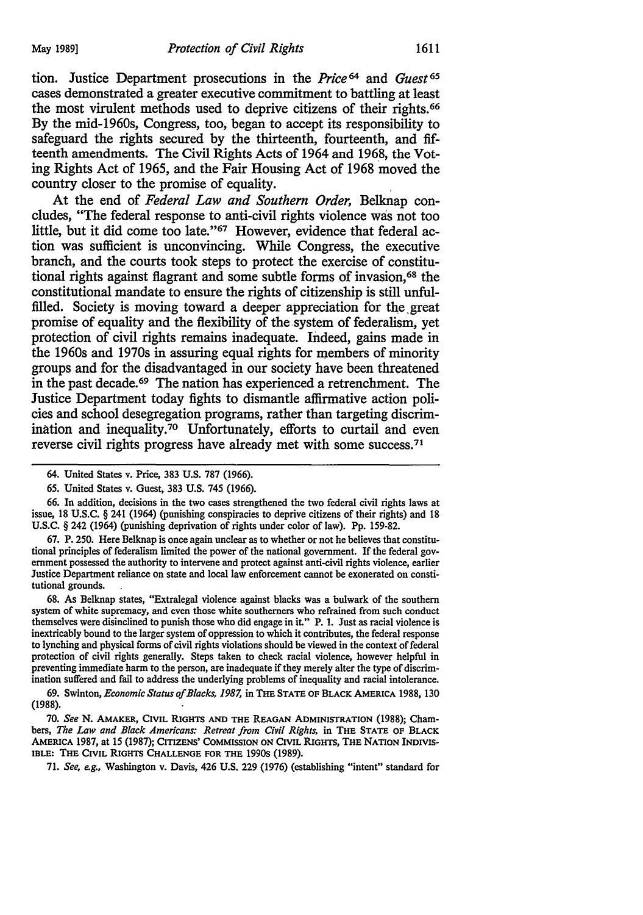tion. Justice Department prosecutions in the *Price*[64] and *Guest*[65] cases demonstrated a greater executive commitment to battling at least the most virulent methods used to deprive citizens of their rights.[66] By the mid-1960s, Congress, too, began to accept its responsibility to safeguard the rights secured by the thirteenth, fourteenth, and fifteenth amendments. The Civil Rights Acts of 1964 and 1968, the Voting Rights Act of 1965, and the Fair Housing Act of 1968 moved the country closer to the promise of equality.

At the end of *Federal Law and Southern Order*, Belknap concludes, "The federal response to anti-civil rights violence was not too little, but it did come too late."[67] However, evidence that federal action was sufficient is unconvincing. While Congress, the executive branch, and the courts took steps to protect the exercise of constitutional rights against flagrant and some subtle forms of invasion,[68] the constitutional mandate to ensure the rights of citizenship is still unfulfilled. Society is moving toward a deeper appreciation for the great promise of equality and the flexibility of the system of federalism, yet protection of civil rights remains inadequate. Indeed, gains made in the 1960s and 1970s in assuring equal rights for members of minority groups and for the disadvantaged in our society have been threatened in the past decade.[69] The nation has experienced a retrenchment. The Justice Department today fights to dismantle affirmative action policies and school desegregation programs, rather than targeting discrimination and inequality.[70] Unfortunately, efforts to curtail and even reverse civil rights progress have already met with some success.[71]

---

64. United States v. Price, 383 U.S. 787 (1966).

65. United States v. Guest, 383 U.S. 745 (1966).

66. In addition, decisions in the two cases strengthened the two federal civil rights laws at issue, 18 U.S.C. § 241 (1964) (punishing conspiracies to deprive citizens of their rights) and 18 U.S.C. § 242 (1964) (punishing deprivation of rights under color of law). Pp. 159-82.

67. P. 250. Here Belknap is once again unclear as to whether or not he believes that constitutional principles of federalism limited the power of the national government. If the federal government possessed the authority to intervene and protect against anti-civil rights violence, earlier Justice Department reliance on state and local law enforcement cannot be exonerated on constitutional grounds.

68. As Belknap states, "Extralegal violence against blacks was a bulwark of the southern system of white supremacy, and even those white southerners who refrained from such conduct themselves were disinclined to punish those who did engage in it." P. 1. Just as racial violence is inextricably bound to the larger system of oppression to which it contributes, the federal response to lynching and physical forms of civil rights violations should be viewed in the context of federal protection of civil rights generally. Steps taken to check racial violence, however helpful in preventing immediate harm to the person, are inadequate if they merely alter the type of discrimination suffered and fail to address the underlying problems of inequality and racial intolerance.

69. Swinton, *Economic Status of Blacks, 1987*, in THE STATE OF BLACK AMERICA 1988, 130 (1988).

70. *See* N. AMAKER, CIVIL RIGHTS AND THE REAGAN ADMINISTRATION (1988); Chambers, *The Law and Black Americans: Retreat from Civil Rights*, in THE STATE OF BLACK AMERICA 1987, at 15 (1987); CITIZENS' COMMISSION ON CIVIL RIGHTS, THE NATION INDIVISIBLE: THE CIVIL RIGHTS CHALLENGE FOR THE 1990s (1989).

71. *See, e.g.*, Washington v. Davis, 426 U.S. 229 (1976) (establishing "intent" standard for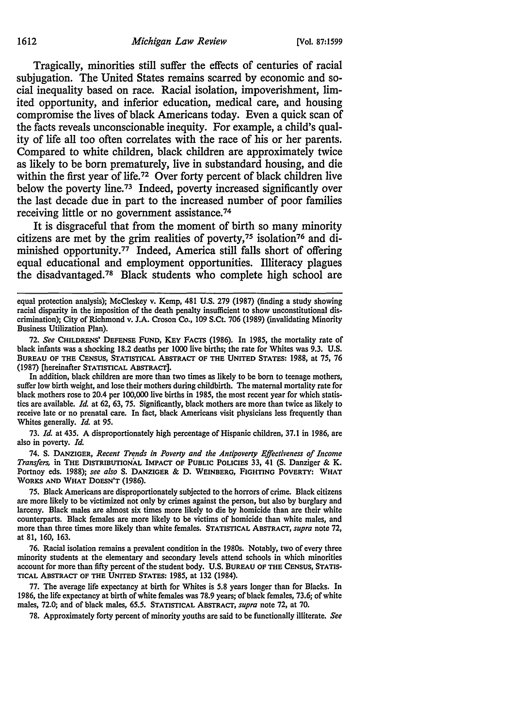Tragically, minorities still suffer the effects of centuries of racial subjugation. The United States remains scarred by economic and social inequality based on race. Racial isolation, impoverishment, limited opportunity, and inferior education, medical care, and housing compromise the lives of black Americans today. Even a quick scan of the facts reveals unconscionable inequity. For example, a child's quality of life all too often correlates with the race of his or her parents. Compared to white children, black children are approximately twice as likely to be born prematurely, live in substandard housing, and die within the first year of life.[72] Over forty percent of black children live below the poverty line.[73] Indeed, poverty increased significantly over the last decade due in part to the increased number of poor families receiving little or no government assistance.[74]

It is disgraceful that from the moment of birth so many minority citizens are met by the grim realities of poverty,[75] isolation[76] and diminished opportunity.[77] Indeed, America still falls short of offering equal educational and employment opportunities. Illiteracy plagues the disadvantaged.[78] Black students who complete high school are

---

equal protection analysis); McCleskey v. Kemp, 481 U.S. 279 (1987) (finding a study showing racial disparity in the imposition of the death penalty insufficient to show unconstitutional discrimination); City of Richmond v. J.A. Croson Co., 109 S.Ct. 706 (1989) (invalidating Minority Business Utilization Plan).

72. *See* CHILDRENS' DEFENSE FUND, KEY FACTS (1986). In 1985, the mortality rate of black infants was a shocking 18.2 deaths per 1000 live births; the rate for Whites was 9.3. U.S. BUREAU OF THE CENSUS, STATISTICAL ABSTRACT OF THE UNITED STATES: 1988, at 75, 76 (1987) [hereinafter STATISTICAL ABSTRACT].

In addition, black children are more than two times as likely to be born to teenage mothers, suffer low birth weight, and lose their mothers during childbirth. The maternal mortality rate for black mothers rose to 20.4 per 100,000 live births in 1985, the most recent year for which statistics are available. *Id.* at 62, 63, 75. Significantly, black mothers are more than twice as likely to receive late or no prenatal care. In fact, black Americans visit physicians less frequently than Whites generally. *Id.* at 95.

73. *Id.* at 435. A disproportionately high percentage of Hispanic children, 37.1 in 1986, are also in poverty. *Id.*

74. S. DANZIGER, *Recent Trends in Poverty and the Antipoverty Effectiveness of Income Transfers*, in THE DISTRIBUTIONAL IMPACT OF PUBLIC POLICIES 33, 41 (S. Danziger & K. Portnoy eds. 1988); *see also* S. DANZIGER & D. WEINBERG, FIGHTING POVERTY: WHAT WORKS AND WHAT DOESN'T (1986).

75. Black Americans are disproportionately subjected to the horrors of crime. Black citizens are more likely to be victimized not only by crimes against the person, but also by burglary and larceny. Black males are almost six times more likely to die by homicide than are their white counterparts. Black females are more likely to be victims of homicide than white males, and more than three times more likely than white females. STATISTICAL ABSTRACT, *supra* note 72, at 81, 160, 163.

76. Racial isolation remains a prevalent condition in the 1980s. Notably, two of every three minority students at the elementary and secondary levels attend schools in which minorities account for more than fifty percent of the student body. U.S. BUREAU OF THE CENSUS, STATISTICAL ABSTRACT OF THE UNITED STATES: 1985, at 132 (1984).

77. The average life expectancy at birth for Whites is 5.8 years longer than for Blacks. In 1986, the life expectancy at birth of white females was 78.9 years; of black females, 73.6; of white males, 72.0; and of black males, 65.5. STATISTICAL ABSTRACT, *supra* note 72, at 70.

78. Approximately forty percent of minority youths are said to be functionally illiterate. *See*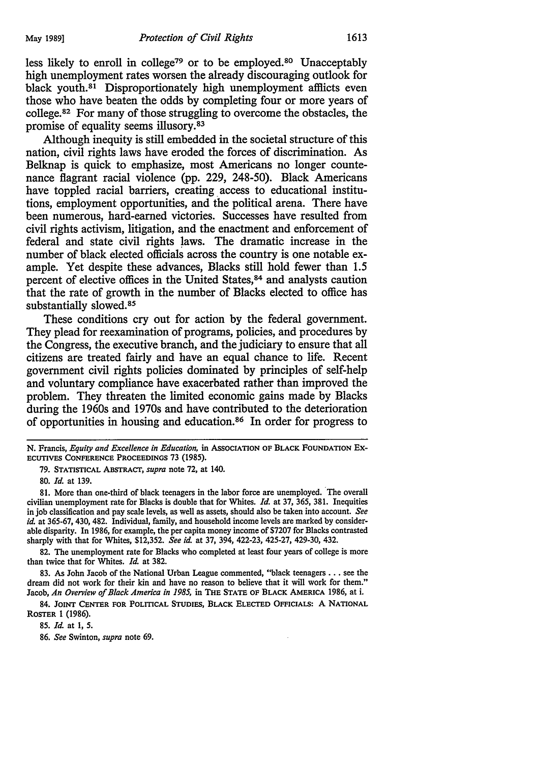less likely to enroll in college[79] or to be employed.[80] Unacceptably high unemployment rates worsen the already discouraging outlook for black youth.[81] Disproportionately high unemployment afflicts even those who have beaten the odds by completing four or more years of college.[82] For many of those struggling to overcome the obstacles, the promise of equality seems illusory.[83]

Although inequity is still embedded in the societal structure of this nation, civil rights laws have eroded the forces of discrimination. As Belknap is quick to emphasize, most Americans no longer countenance flagrant racial violence (pp. 229, 248-50). Black Americans have toppled racial barriers, creating access to educational institutions, employment opportunities, and the political arena. There have been numerous, hard-earned victories. Successes have resulted from civil rights activism, litigation, and the enactment and enforcement of federal and state civil rights laws. The dramatic increase in the number of black elected officials across the country is one notable example. Yet despite these advances, Blacks still hold fewer than 1.5 percent of elective offices in the United States,[84] and analysts caution that the rate of growth in the number of Blacks elected to office has substantially slowed.[85]

These conditions cry out for action by the federal government. They plead for reexamination of programs, policies, and procedures by the Congress, the executive branch, and the judiciary to ensure that all citizens are treated fairly and have an equal chance to life. Recent government civil rights policies dominated by principles of self-help and voluntary compliance have exacerbated rather than improved the problem. They threaten the limited economic gains made by Blacks during the 1960s and 1970s and have contributed to the deterioration of opportunities in housing and education.[86] In order for progress to

---

N. Francis, *Equity and Excellence in Education*, in ASSOCIATION OF BLACK FOUNDATION EXECUTIVES CONFERENCE PROCEEDINGS 73 (1985).

79. STATISTICAL ABSTRACT, *supra* note 72, at 140.

80. *Id.* at 139.

81. More than one-third of black teenagers in the labor force are unemployed. The overall civilian unemployment rate for Blacks is double that for Whites. *Id.* at 37, 365, 381. Inequities in job classification and pay scale levels, as well as assets, should also be taken into account. *See id.* at 365-67, 430, 482. Individual, family, and household income levels are marked by considerable disparity. In 1986, for example, the per capita money income of $7207 for Blacks contrasted sharply with that for Whites, $12,352. *See id.* at 37, 394, 422-23, 425-27, 429-30, 432.

82. The unemployment rate for Blacks who completed at least four years of college is more than twice that for Whites. *Id.* at 382.

83. As John Jacob of the National Urban League commented, "black teenagers . . . see the dream did not work for their kin and have no reason to believe that it will work for them." Jacob, *An Overview of Black America in 1985*, in THE STATE OF BLACK AMERICA 1986, at i.

84. JOINT CENTER FOR POLITICAL STUDIES, BLACK ELECTED OFFICIALS: A NATIONAL ROSTER 1 (1986).

85. *Id.* at 1, 5.

86. *See* Swinton, *supra* note 69.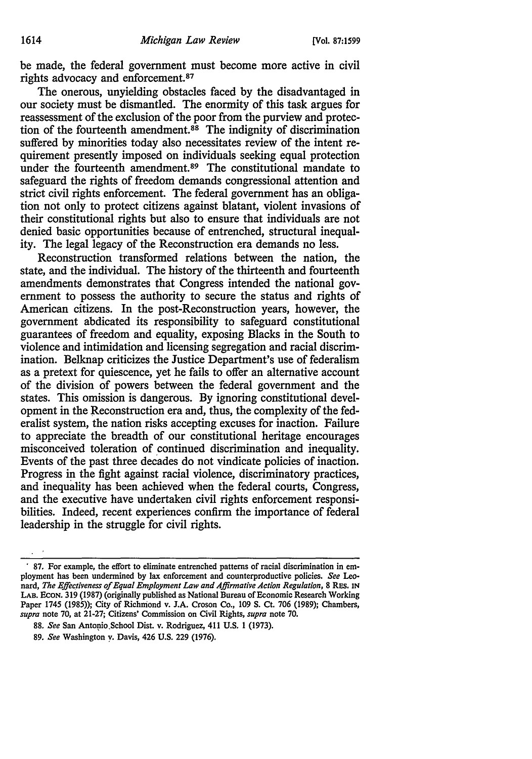be made, the federal government must become more active in civil rights advocacy and enforcement.[87]

The onerous, unyielding obstacles faced by the disadvantaged in our society must be dismantled. The enormity of this task argues for reassessment of the exclusion of the poor from the purview and protection of the fourteenth amendment.[88] The indignity of discrimination suffered by minorities today also necessitates review of the intent requirement presently imposed on individuals seeking equal protection under the fourteenth amendment.[89] The constitutional mandate to safeguard the rights of freedom demands congressional attention and strict civil rights enforcement. The federal government has an obligation not only to protect citizens against blatant, violent invasions of their constitutional rights but also to ensure that individuals are not denied basic opportunities because of entrenched, structural inequality. The legal legacy of the Reconstruction era demands no less.

Reconstruction transformed relations between the nation, the state, and the individual. The history of the thirteenth and fourteenth amendments demonstrates that Congress intended the national government to possess the authority to secure the status and rights of American citizens. In the post-Reconstruction years, however, the government abdicated its responsibility to safeguard constitutional guarantees of freedom and equality, exposing Blacks in the South to violence and intimidation and licensing segregation and racial discrimination. Belknap criticizes the Justice Department's use of federalism as a pretext for quiescence, yet he fails to offer an alternative account of the division of powers between the federal government and the states. This omission is dangerous. By ignoring constitutional development in the Reconstruction era and, thus, the complexity of the federalist system, the nation risks accepting excuses for inaction. Failure to appreciate the breadth of our constitutional heritage encourages misconceived toleration of continued discrimination and inequality. Events of the past three decades do not vindicate policies of inaction. Progress in the fight against racial violence, discriminatory practices, and inequality has been achieved when the federal courts, Congress, and the executive have undertaken civil rights enforcement responsibilities. Indeed, recent experiences confirm the importance of federal leadership in the struggle for civil rights.

---

87. For example, the effort to eliminate entrenched patterns of racial discrimination in employment has been undermined by lax enforcement and counterproductive policies. *See* Leonard, *The Effectiveness of Equal Employment Law and Affirmative Action Regulation*, 8 RES. IN LAB. ECON. 319 (1987) (originally published as National Bureau of Economic Research Working Paper 1745 (1985)); City of Richmond v. J.A. Croson Co., 109 S. Ct. 706 (1989); Chambers, *supra* note 70, at 21-27; Citizens' Commission on Civil Rights, *supra* note 70.

88. *See* San Antonio School Dist. v. Rodriguez, 411 U.S. 1 (1973).

89. *See* Washington v. Davis, 426 U.S. 229 (1976).